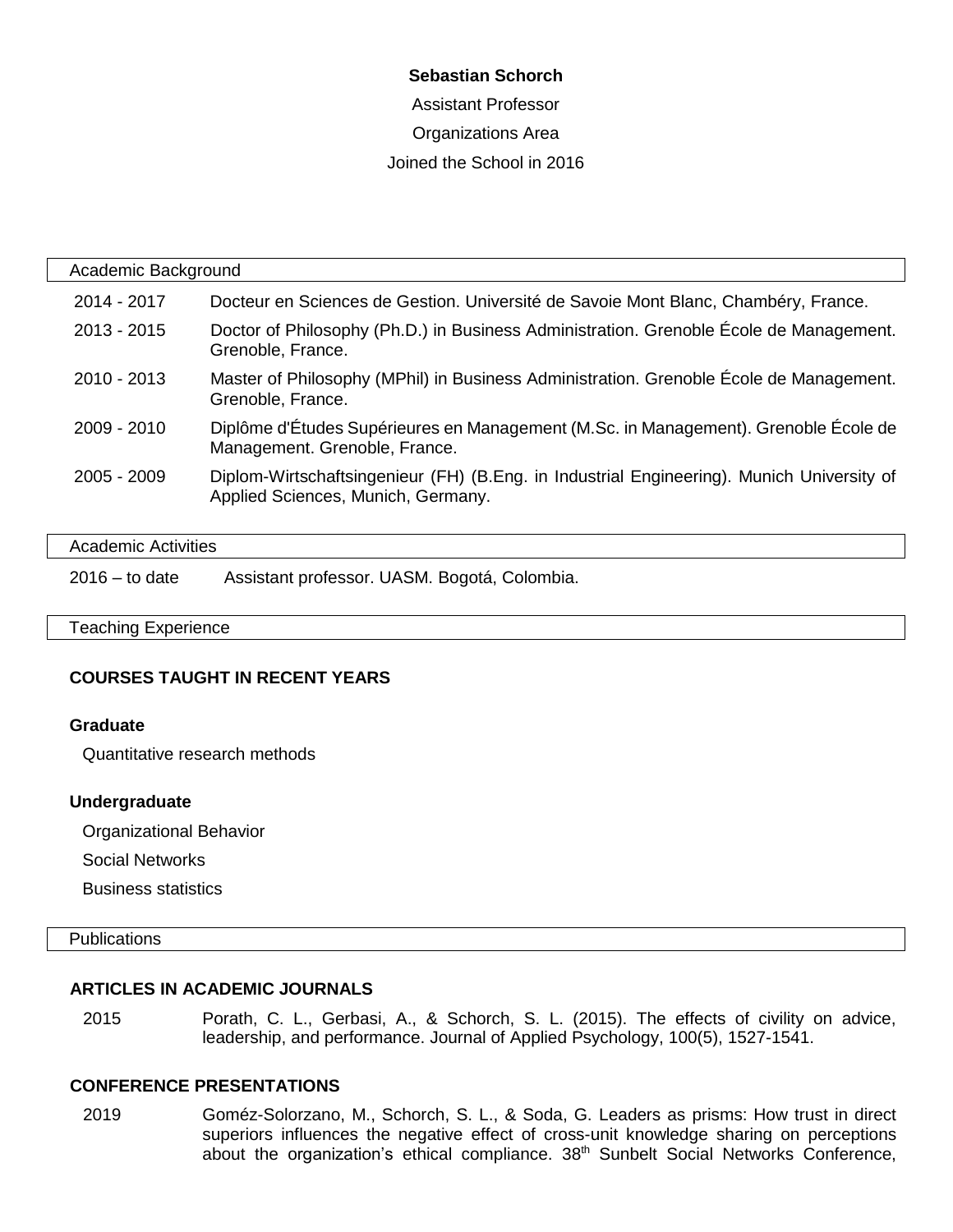**Sebastian Schorch**

Assistant Professor

Organizations Area

Joined the School in 2016

## Academic Background

| | |
|---|---|
| 2014 - 2017 | Docteur en Sciences de Gestion. Université de Savoie Mont Blanc, Chambéry, France. |
| 2013 - 2015 | Doctor of Philosophy (Ph.D.) in Business Administration. Grenoble École de Management. Grenoble, France. |
| 2010 - 2013 | Master of Philosophy (MPhil) in Business Administration. Grenoble École de Management. Grenoble, France. |
| 2009 - 2010 | Diplôme d'Études Supérieures en Management (M.Sc. in Management). Grenoble École de Management. Grenoble, France. |
| 2005 - 2009 | Diplom-Wirtschaftsingenieur (FH) (B.Eng. in Industrial Engineering). Munich University of Applied Sciences, Munich, Germany. |

## Academic Activities

2016 – to date Assistant professor. UASM. Bogotá, Colombia.

## Teaching Experience

### COURSES TAUGHT IN RECENT YEARS

**Graduate**

Quantitative research methods

**Undergraduate**

Organizational Behavior

Social Networks

Business statistics

## Publications

### ARTICLES IN ACADEMIC JOURNALS

2015 Porath, C. L., Gerbasi, A., & Schorch, S. L. (2015). The effects of civility on advice, leadership, and performance. Journal of Applied Psychology, 100(5), 1527-1541.

### CONFERENCE PRESENTATIONS

2019 Goméz-Solorzano, M., Schorch, S. L., & Soda, G. Leaders as prisms: How trust in direct superiors influences the negative effect of cross-unit knowledge sharing on perceptions about the organization's ethical compliance. 38th Sunbelt Social Networks Conference,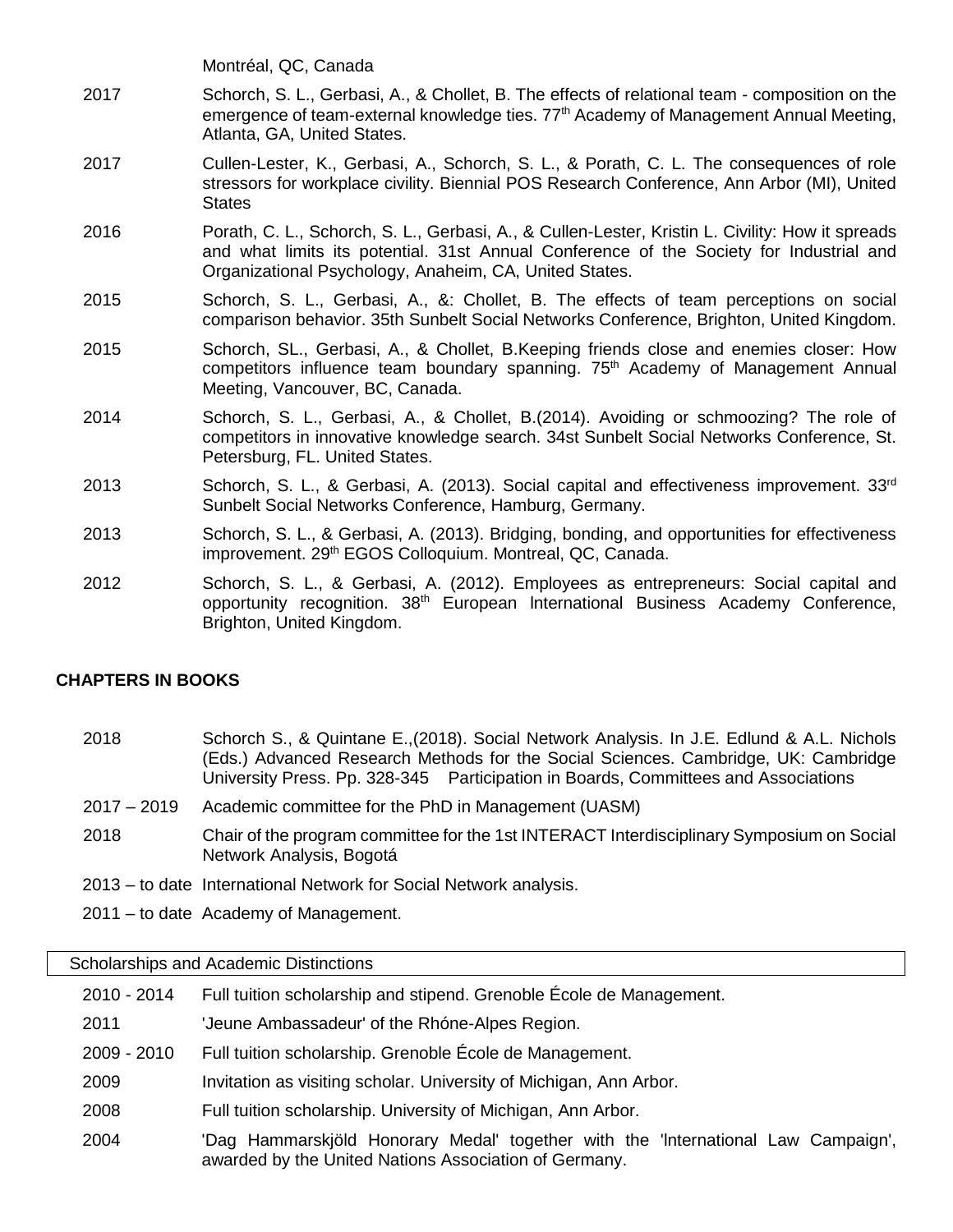Montréal, QC, Canada

| | |
|---|---|
| 2017 | Schorch, S. L., Gerbasi, A., & Chollet, B. The effects of relational team - composition on the emergence of team-external knowledge ties. 77th Academy of Management Annual Meeting, Atlanta, GA, United States. |
| 2017 | Cullen-Lester, K., Gerbasi, A., Schorch, S. L., & Porath, C. L. The consequences of role stressors for workplace civility. Biennial POS Research Conference, Ann Arbor (MI), United States |
| 2016 | Porath, C. L., Schorch, S. L., Gerbasi, A., & Cullen-Lester, Kristin L. Civility: How it spreads and what limits its potential. 31st Annual Conference of the Society for Industrial and Organizational Psychology, Anaheim, CA, United States. |
| 2015 | Schorch, S. L., Gerbasi, A., &: Chollet, B. The effects of team perceptions on social comparison behavior. 35th Sunbelt Social Networks Conference, Brighton, United Kingdom. |
| 2015 | Schorch, SL., Gerbasi, A., & Chollet, B.Keeping friends close and enemies closer: How competitors influence team boundary spanning. 75th Academy of Management Annual Meeting, Vancouver, BC, Canada. |
| 2014 | Schorch, S. L., Gerbasi, A., & Chollet, B.(2014). Avoiding or schmoozing? The role of competitors in innovative knowledge search. 34st Sunbelt Social Networks Conference, St. Petersburg, FL. United States. |
| 2013 | Schorch, S. L., & Gerbasi, A. (2013). Social capital and effectiveness improvement. 33rd Sunbelt Social Networks Conference, Hamburg, Germany. |
| 2013 | Schorch, S. L., & Gerbasi, A. (2013). Bridging, bonding, and opportunities for effectiveness improvement. 29th EGOS Colloquium. Montreal, QC, Canada. |
| 2012 | Schorch, S. L., & Gerbasi, A. (2012). Employees as entrepreneurs: Social capital and opportunity recognition. 38th European International Business Academy Conference, Brighton, United Kingdom. |

**CHAPTERS IN BOOKS**

| | |
|---|---|
| 2018 | Schorch S., & Quintane E.,(2018). Social Network Analysis. In J.E. Edlund & A.L. Nichols (Eds.) Advanced Research Methods for the Social Sciences. Cambridge, UK: Cambridge University Press. Pp. 328-345 Participation in Boards, Committees and Associations |
| 2017 – 2019 | Academic committee for the PhD in Management (UASM) |
| 2018 | Chair of the program committee for the 1st INTERACT Interdisciplinary Symposium on Social Network Analysis, Bogotá |
| 2013 – to date | International Network for Social Network analysis. |
| 2011 – to date | Academy of Management. |

## Scholarships and Academic Distinctions

| | |
|---|---|
| 2010 - 2014 | Full tuition scholarship and stipend. Grenoble École de Management. |
| 2011 | 'Jeune Ambassadeur' of the Rhóne-Alpes Region. |
| 2009 - 2010 | Full tuition scholarship. Grenoble École de Management. |
| 2009 | Invitation as visiting scholar. University of Michigan, Ann Arbor. |
| 2008 | Full tuition scholarship. University of Michigan, Ann Arbor. |
| 2004 | 'Dag Hammarskjöld Honorary Medal' together with the 'International Law Campaign', awarded by the United Nations Association of Germany. |